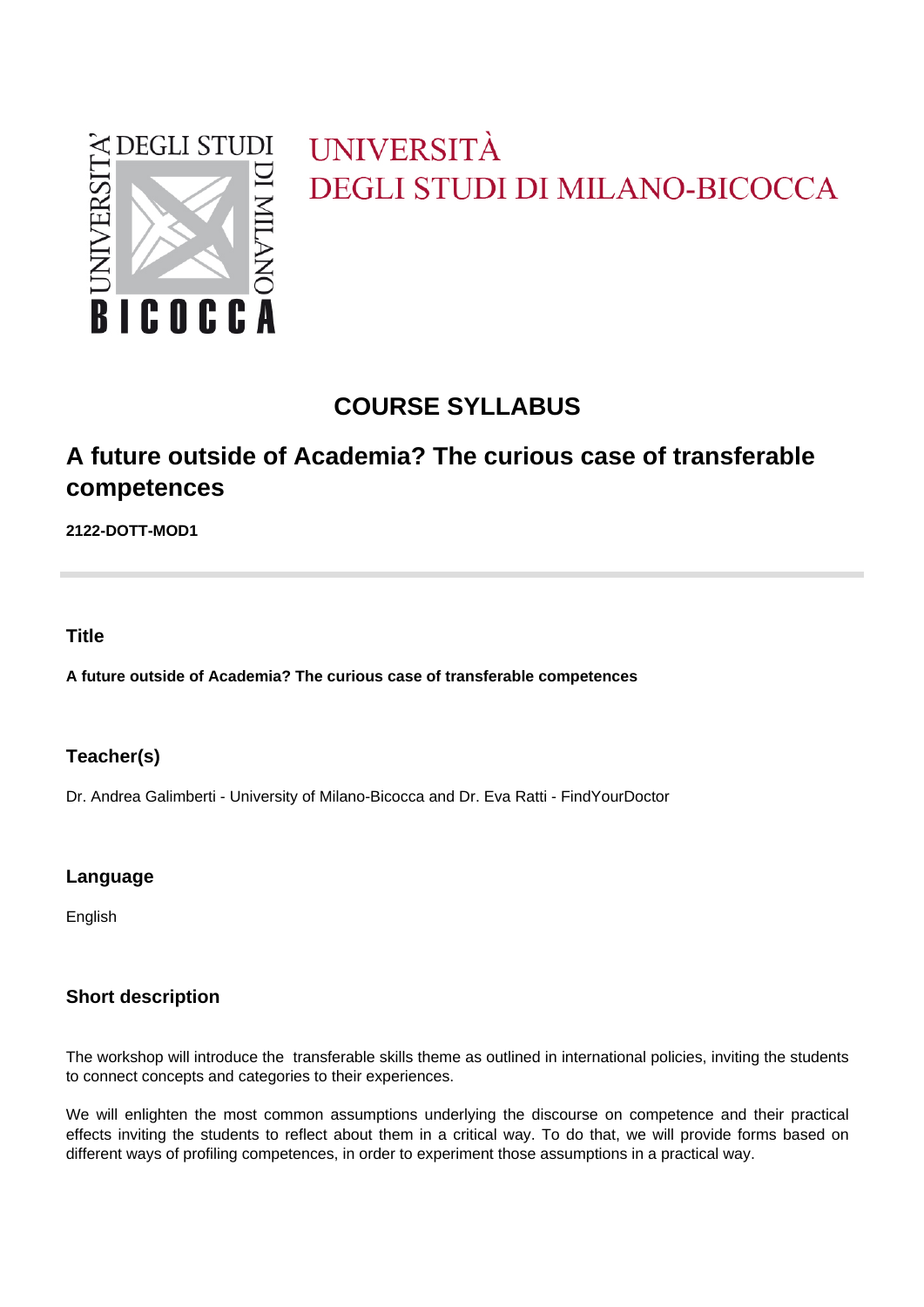UNIVERSITÀ
DEGLI STUDI DI MILANO-BICOCCA

# COURSE SYLLABUS

## A future outside of Academia? The curious case of transferable competences

**2122-DOTT-MOD1**

### Title

**A future outside of Academia? The curious case of transferable competences**

### Teacher(s)

Dr. Andrea Galimberti - University of Milano-Bicocca and Dr. Eva Ratti - FindYourDoctor

### Language

English

### Short description

The workshop will introduce the transferable skills theme as outlined in international policies, inviting the students to connect concepts and categories to their experiences.

We will enlighten the most common assumptions underlying the discourse on competence and their practical effects inviting the students to reflect about them in a critical way. To do that, we will provide forms based on different ways of profiling competences, in order to experiment those assumptions in a practical way.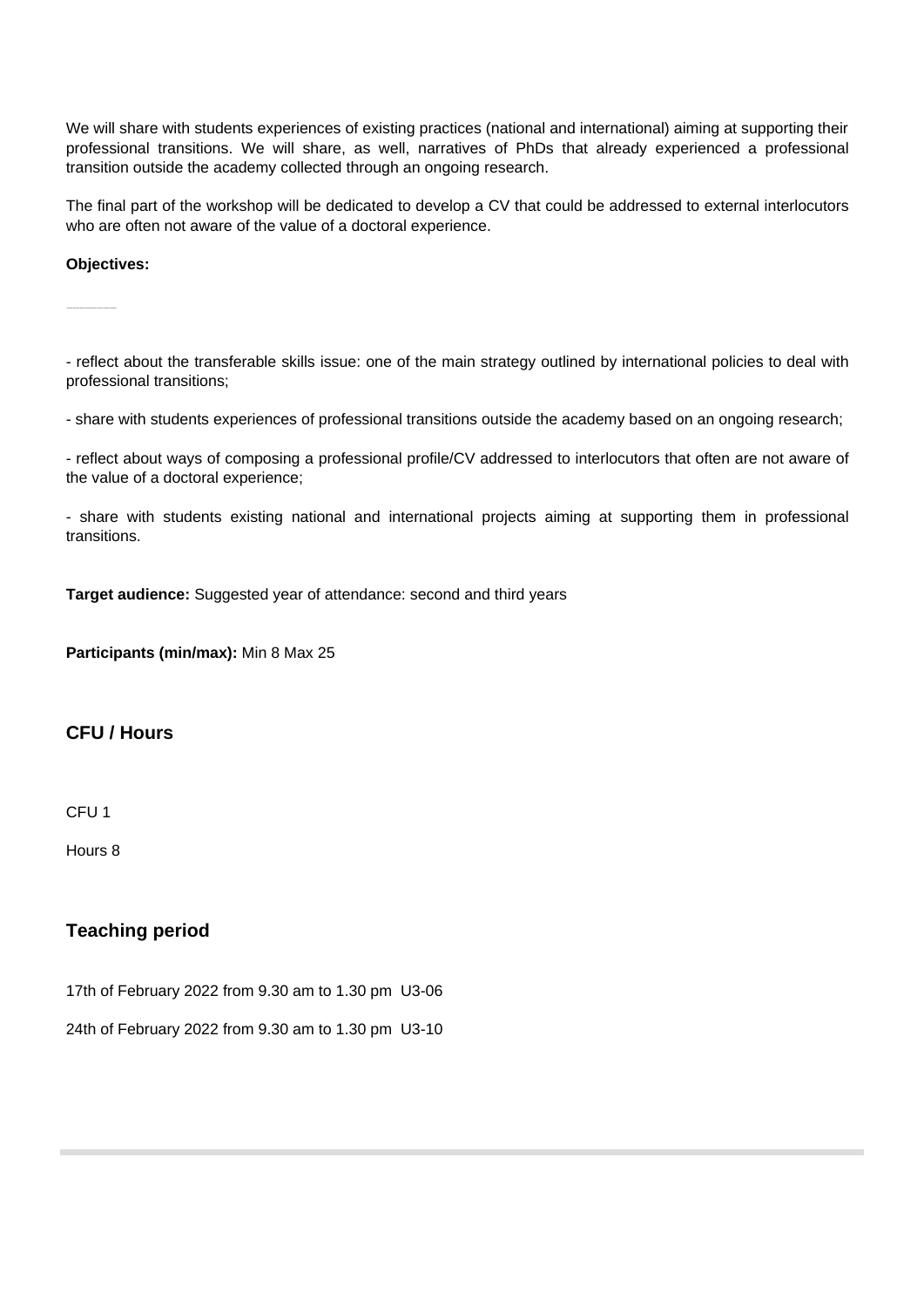We will share with students experiences of existing practices (national and international) aiming at supporting their professional transitions. We will share, as well, narratives of PhDs that already experienced a professional transition outside the academy collected through an ongoing research.

The final part of the workshop will be dedicated to develop a CV that could be addressed to external interlocutors who are often not aware of the value of a doctoral experience.

**Objectives:**

- reflect about the transferable skills issue: one of the main strategy outlined by international policies to deal with professional transitions;

- share with students experiences of professional transitions outside the academy based on an ongoing research;

- reflect about ways of composing a professional profile/CV addressed to interlocutors that often are not aware of the value of a doctoral experience;

- share with students existing national and international projects aiming at supporting them in professional transitions.

**Target audience:** Suggested year of attendance: second and third years

**Participants (min/max):** Min 8 Max 25

### CFU / Hours

CFU 1

Hours 8

### Teaching period

17th of February 2022 from 9.30 am to 1.30 pm  U3-06

24th of February 2022 from 9.30 am to 1.30 pm  U3-10